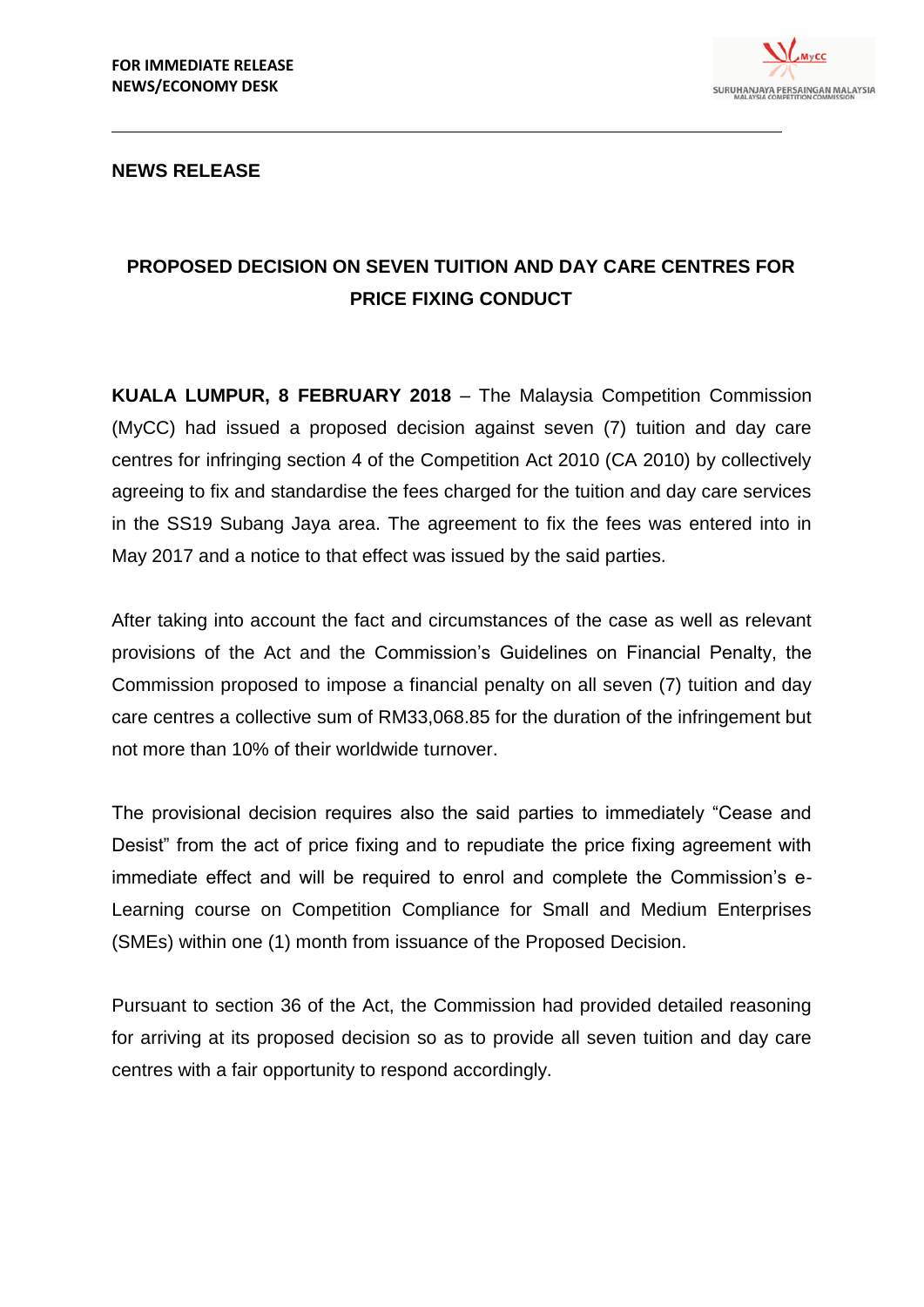**FOR IMMEDIATE RELEASE**
**NEWS/ECONOMY DESK**

**NEWS RELEASE**

## PROPOSED DECISION ON SEVEN TUITION AND DAY CARE CENTRES FOR PRICE FIXING CONDUCT

**KUALA LUMPUR, 8 FEBRUARY 2018** – The Malaysia Competition Commission (MyCC) had issued a proposed decision against seven (7) tuition and day care centres for infringing section 4 of the Competition Act 2010 (CA 2010) by collectively agreeing to fix and standardise the fees charged for the tuition and day care services in the SS19 Subang Jaya area. The agreement to fix the fees was entered into in May 2017 and a notice to that effect was issued by the said parties.

After taking into account the fact and circumstances of the case as well as relevant provisions of the Act and the Commission's Guidelines on Financial Penalty, the Commission proposed to impose a financial penalty on all seven (7) tuition and day care centres a collective sum of RM33,068.85 for the duration of the infringement but not more than 10% of their worldwide turnover.

The provisional decision requires also the said parties to immediately "Cease and Desist" from the act of price fixing and to repudiate the price fixing agreement with immediate effect and will be required to enrol and complete the Commission's e-Learning course on Competition Compliance for Small and Medium Enterprises (SMEs) within one (1) month from issuance of the Proposed Decision.

Pursuant to section 36 of the Act, the Commission had provided detailed reasoning for arriving at its proposed decision so as to provide all seven tuition and day care centres with a fair opportunity to respond accordingly.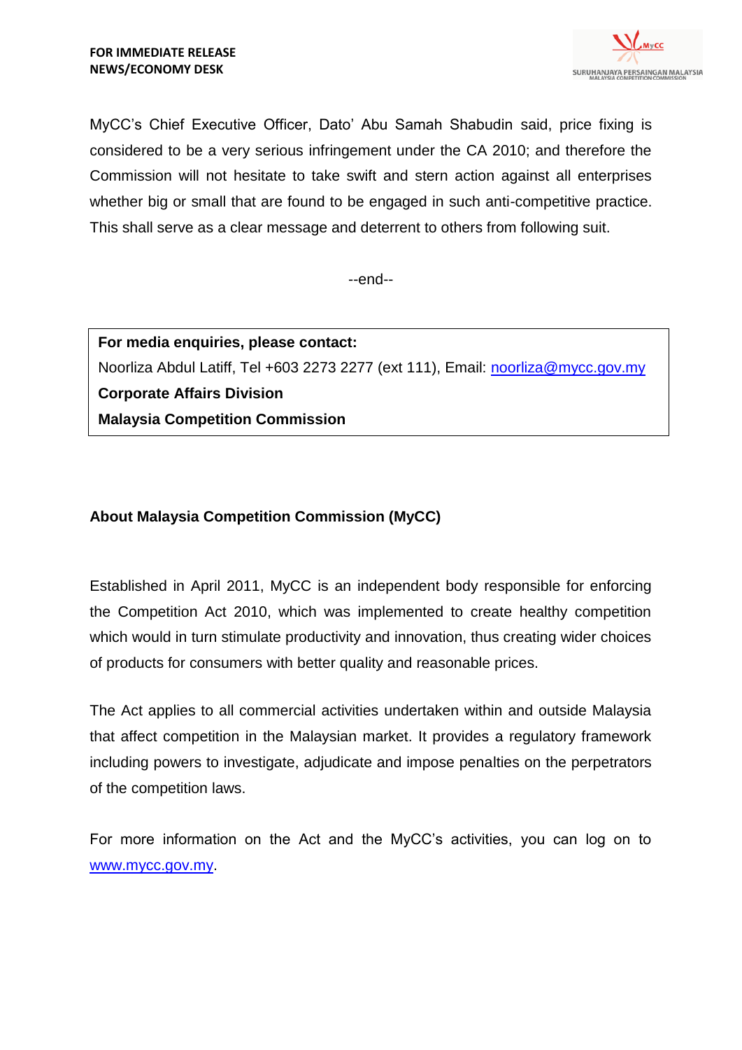MyCC's Chief Executive Officer, Dato' Abu Samah Shabudin said, price fixing is considered to be a very serious infringement under the CA 2010; and therefore the Commission will not hesitate to take swift and stern action against all enterprises whether big or small that are found to be engaged in such anti-competitive practice. This shall serve as a clear message and deterrent to others from following suit.

--end--

**For media enquiries, please contact:**
Noorliza Abdul Latiff, Tel +603 2273 2277 (ext 111), Email: noorliza@mycc.gov.my
**Corporate Affairs Division**
**Malaysia Competition Commission**

**About Malaysia Competition Commission (MyCC)**

Established in April 2011, MyCC is an independent body responsible for enforcing the Competition Act 2010, which was implemented to create healthy competition which would in turn stimulate productivity and innovation, thus creating wider choices of products for consumers with better quality and reasonable prices.

The Act applies to all commercial activities undertaken within and outside Malaysia that affect competition in the Malaysian market. It provides a regulatory framework including powers to investigate, adjudicate and impose penalties on the perpetrators of the competition laws.

For more information on the Act and the MyCC's activities, you can log on to www.mycc.gov.my.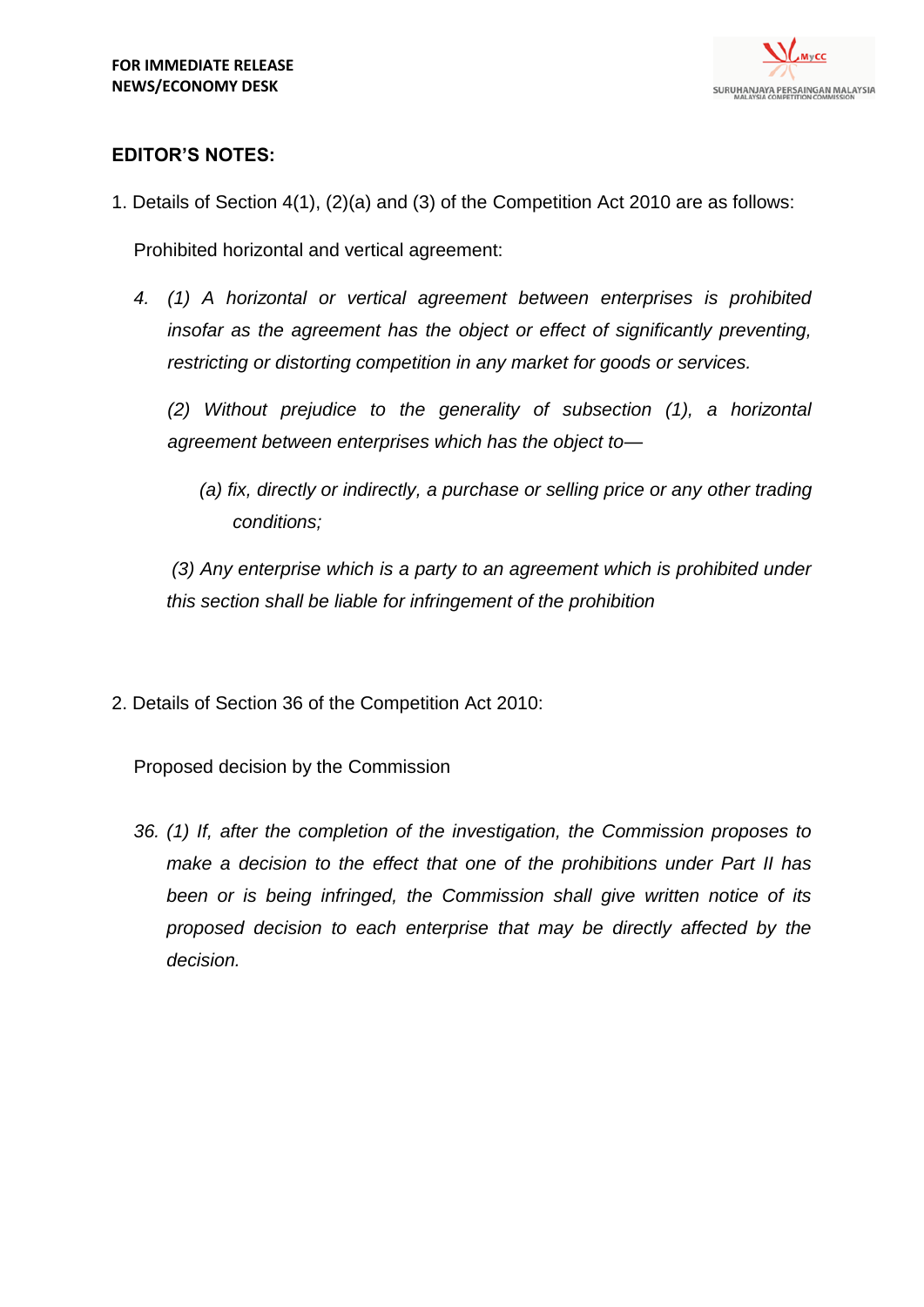**FOR IMMEDIATE RELEASE**
**NEWS/ECONOMY DESK**

## EDITOR'S NOTES:

1. Details of Section 4(1), (2)(a) and (3) of the Competition Act 2010 are as follows:

   Prohibited horizontal and vertical agreement:

   *4. (1) A horizontal or vertical agreement between enterprises is prohibited insofar as the agreement has the object or effect of significantly preventing, restricting or distorting competition in any market for goods or services.*

   *(2) Without prejudice to the generality of subsection (1), a horizontal agreement between enterprises which has the object to—*

   *(a) fix, directly or indirectly, a purchase or selling price or any other trading conditions;*

   *(3) Any enterprise which is a party to an agreement which is prohibited under this section shall be liable for infringement of the prohibition*

2. Details of Section 36 of the Competition Act 2010:

   Proposed decision by the Commission

   *36. (1) If, after the completion of the investigation, the Commission proposes to make a decision to the effect that one of the prohibitions under Part II has been or is being infringed, the Commission shall give written notice of its proposed decision to each enterprise that may be directly affected by the decision.*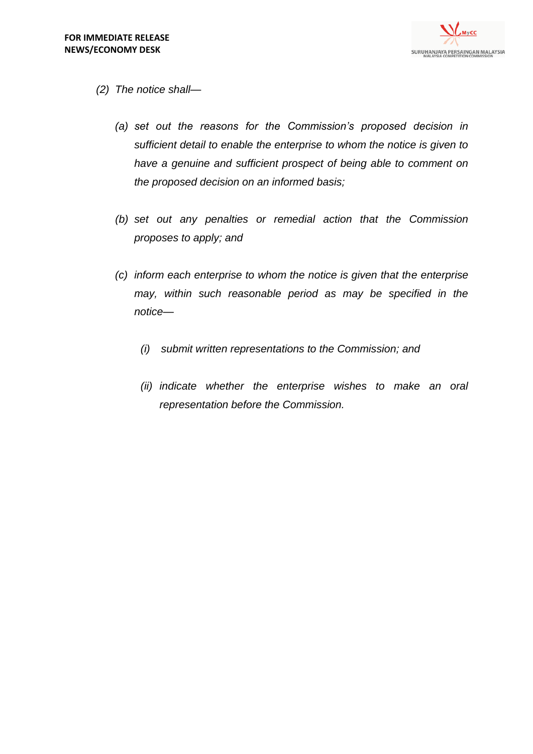*(2) The notice shall—*

*(a) set out the reasons for the Commission's proposed decision in sufficient detail to enable the enterprise to whom the notice is given to have a genuine and sufficient prospect of being able to comment on the proposed decision on an informed basis;*

*(b) set out any penalties or remedial action that the Commission proposes to apply; and*

*(c) inform each enterprise to whom the notice is given that the enterprise may, within such reasonable period as may be specified in the notice—*

*(i) submit written representations to the Commission; and*

*(ii) indicate whether the enterprise wishes to make an oral representation before the Commission.*